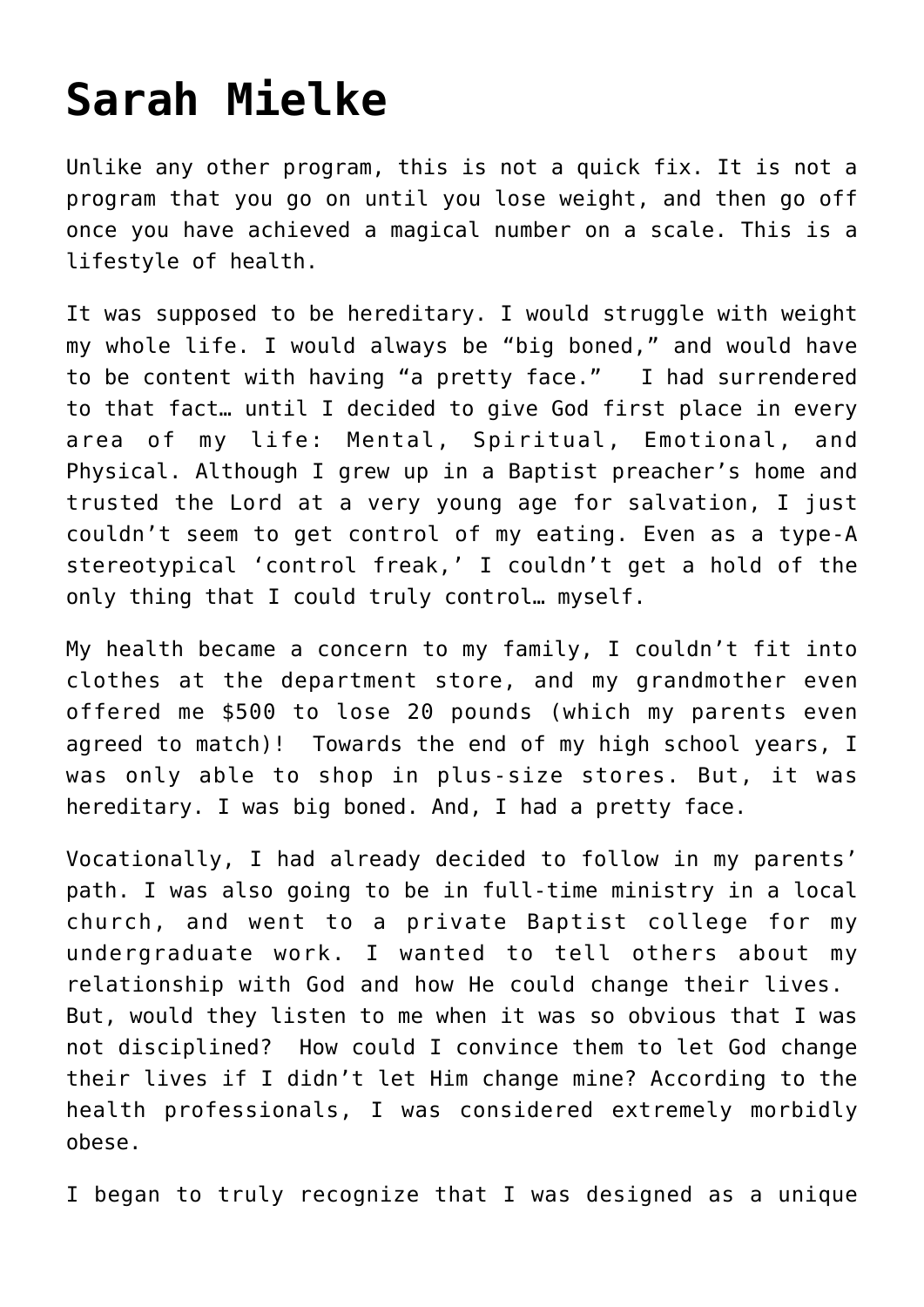# Sarah Mielke

Unlike any other program, this is not a quick fix. It is not a program that you go on until you lose weight, and then go off once you have achieved a magical number on a scale. This is a lifestyle of health.

It was supposed to be hereditary. I would struggle with weight my whole life. I would always be "big boned," and would have to be content with having "a pretty face." I had surrendered to that fact… until I decided to give God first place in every area of my life: Mental, Spiritual, Emotional, and Physical. Although I grew up in a Baptist preacher's home and trusted the Lord at a very young age for salvation, I just couldn't seem to get control of my eating. Even as a type-A stereotypical 'control freak,' I couldn't get a hold of the only thing that I could truly control… myself.

My health became a concern to my family, I couldn't fit into clothes at the department store, and my grandmother even offered me $500 to lose 20 pounds (which my parents even agreed to match)! Towards the end of my high school years, I was only able to shop in plus-size stores. But, it was hereditary. I was big boned. And, I had a pretty face.

Vocationally, I had already decided to follow in my parents' path. I was also going to be in full-time ministry in a local church, and went to a private Baptist college for my undergraduate work. I wanted to tell others about my relationship with God and how He could change their lives. But, would they listen to me when it was so obvious that I was not disciplined? How could I convince them to let God change their lives if I didn't let Him change mine? According to the health professionals, I was considered extremely morbidly obese.

I began to truly recognize that I was designed as a unique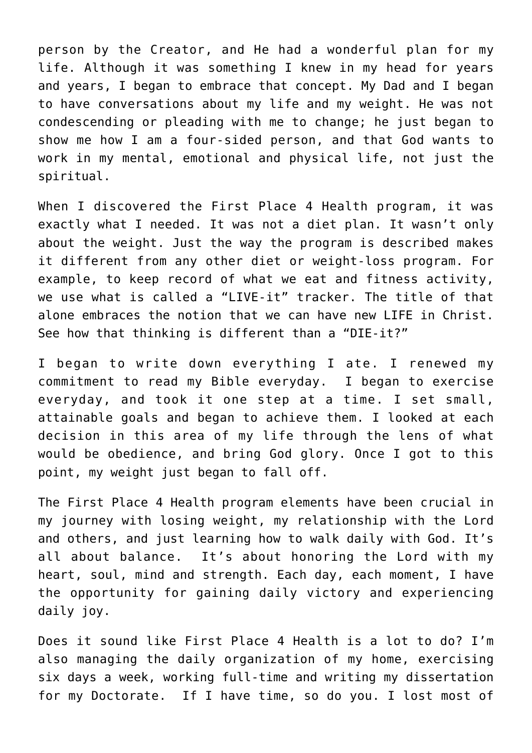person by the Creator, and He had a wonderful plan for my life. Although it was something I knew in my head for years and years, I began to embrace that concept. My Dad and I began to have conversations about my life and my weight. He was not condescending or pleading with me to change; he just began to show me how I am a four-sided person, and that God wants to work in my mental, emotional and physical life, not just the spiritual.

When I discovered the First Place 4 Health program, it was exactly what I needed. It was not a diet plan. It wasn't only about the weight. Just the way the program is described makes it different from any other diet or weight-loss program. For example, to keep record of what we eat and fitness activity, we use what is called a "LIVE-it" tracker. The title of that alone embraces the notion that we can have new LIFE in Christ. See how that thinking is different than a "DIE-it?"

I began to write down everything I ate. I renewed my commitment to read my Bible everyday. I began to exercise everyday, and took it one step at a time. I set small, attainable goals and began to achieve them. I looked at each decision in this area of my life through the lens of what would be obedience, and bring God glory. Once I got to this point, my weight just began to fall off.

The First Place 4 Health program elements have been crucial in my journey with losing weight, my relationship with the Lord and others, and just learning how to walk daily with God. It's all about balance. It's about honoring the Lord with my heart, soul, mind and strength. Each day, each moment, I have the opportunity for gaining daily victory and experiencing daily joy.

Does it sound like First Place 4 Health is a lot to do? I'm also managing the daily organization of my home, exercising six days a week, working full-time and writing my dissertation for my Doctorate. If I have time, so do you. I lost most of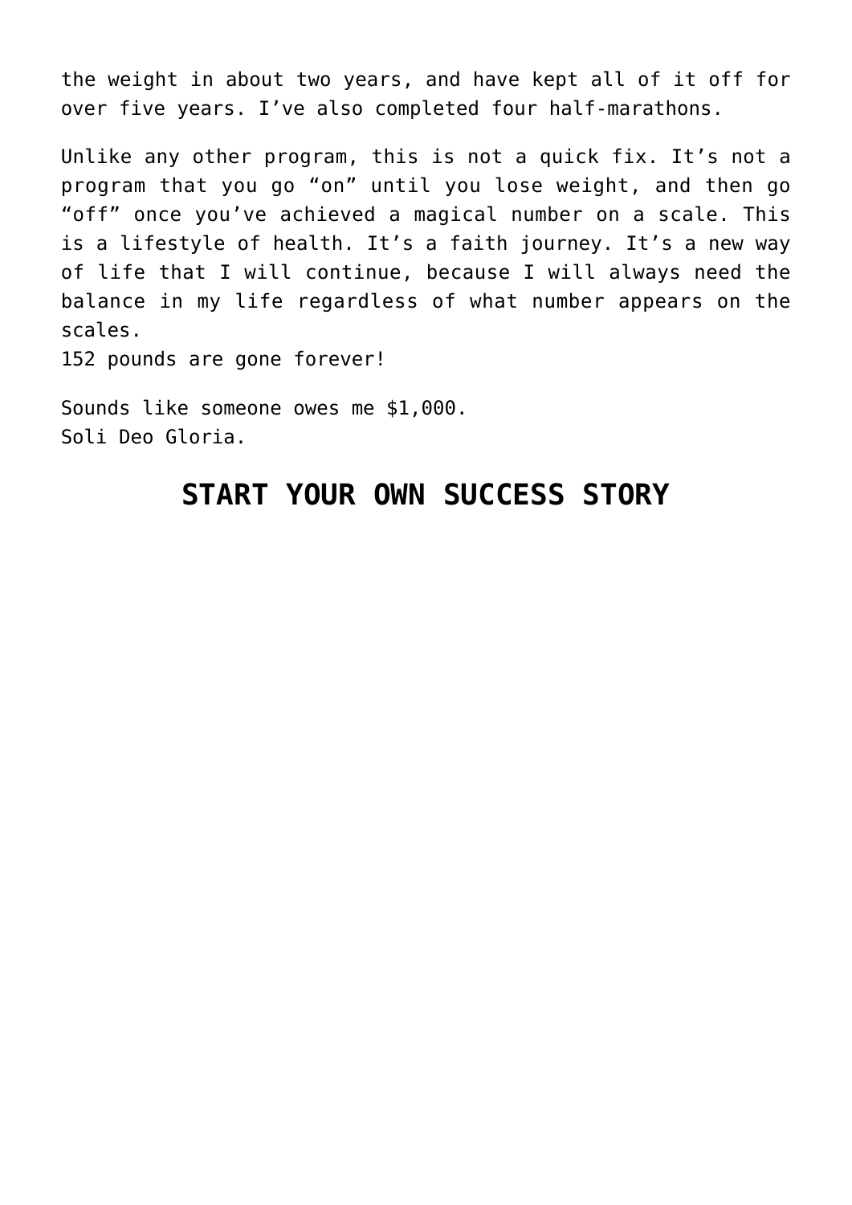the weight in about two years, and have kept all of it off for over five years. I've also completed four half-marathons.

Unlike any other program, this is not a quick fix. It's not a program that you go "on" until you lose weight, and then go "off" once you've achieved a magical number on a scale. This is a lifestyle of health. It's a faith journey. It's a new way of life that I will continue, because I will always need the balance in my life regardless of what number appears on the scales.
152 pounds are gone forever!

Sounds like someone owes me $1,000.
Soli Deo Gloria.

## START YOUR OWN SUCCESS STORY